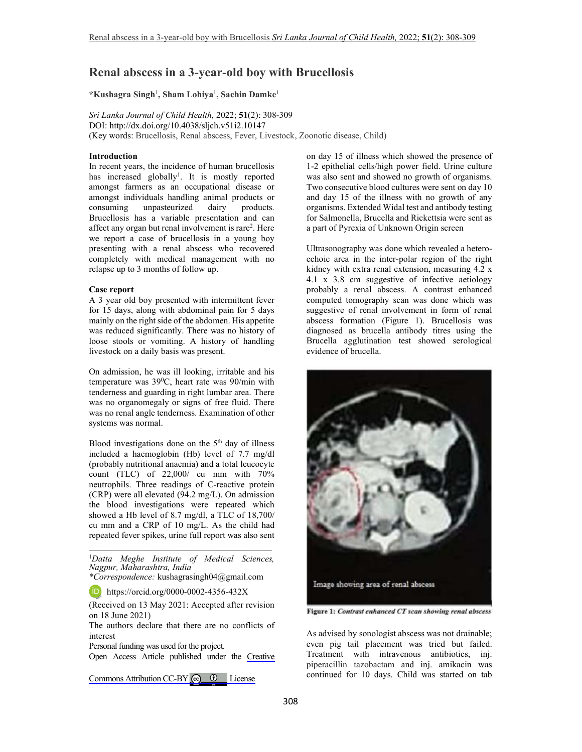# Renal abscess in a 3-year-old boy with Brucellosis

**\*Kushagra Singh[1], Sham Lohiya[1], Sachin Damke[1]**

*Sri Lanka Journal of Child Health,* 2022; **51**(2): 308-309
DOI: http://dx.doi.org/10.4038/sljch.v51i2.10147
(Key words: Brucellosis, Renal abscess, Fever, Livestock, Zoonotic disease, Child)

**Introduction**

In recent years, the incidence of human brucellosis has increased globally[1]. It is mostly reported amongst farmers as an occupational disease or amongst individuals handling animal products or consuming unpasteurized dairy products. Brucellosis has a variable presentation and can affect any organ but renal involvement is rare[2]. Here we report a case of brucellosis in a young boy presenting with a renal abscess who recovered completely with medical management with no relapse up to 3 months of follow up.

**Case report**

A 3 year old boy presented with intermittent fever for 15 days, along with abdominal pain for 5 days mainly on the right side of the abdomen. His appetite was reduced significantly. There was no history of loose stools or vomiting. A history of handling livestock on a daily basis was present.

On admission, he was ill looking, irritable and his temperature was $39^0$C, heart rate was 90/min with tenderness and guarding in right lumbar area. There was no organomegaly or signs of free fluid. There was no renal angle tenderness. Examination of other systems was normal.

Blood investigations done on the 5[th] day of illness included a haemoglobin (Hb) level of 7.7 mg/dl (probably nutritional anaemia) and a total leucocyte count (TLC) of 22,000/ cu mm with 70% neutrophils. Three readings of C-reactive protein (CRP) were all elevated (94.2 mg/L). On admission the blood investigations were repeated which showed a Hb level of 8.7 mg/dl, a TLC of 18,700/ cu mm and a CRP of 10 mg/L. As the child had repeated fever spikes, urine full report was also sent on day 15 of illness which showed the presence of 1-2 epithelial cells/high power field. Urine culture was also sent and showed no growth of organisms. Two consecutive blood cultures were sent on day 10 and day 15 of the illness with no growth of any organisms. Extended Widal test and antibody testing for Salmonella, Brucella and Rickettsia were sent as a part of Pyrexia of Unknown Origin screen

Ultrasonography was done which revealed a hetero-echoic area in the inter-polar region of the right kidney with extra renal extension, measuring 4.2 x 4.1 x 3.8 cm suggestive of infective aetiology probably a renal abscess. A contrast enhanced computed tomography scan was done which was suggestive of renal involvement in form of renal abscess formation (Figure 1). Brucellosis was diagnosed as brucella antibody titres using the Brucella agglutination test showed serological evidence of brucella.

Image showing area of renal abscess

**Figure 1:** *Contrast enhanced CT scan showing renal abscess*

As advised by sonologist abscess was not drainable; even pig tail placement was tried but failed. Treatment with intravenous antibiotics, inj. piperacillin tazobactam and inj. amikacin was continued for 10 days. Child was started on tab

---

[1]*Datta Meghe Institute of Medical Sciences, Nagpur, Maharashtra, India*
*\*Correspondence:* kushagrasingh04@gmail.com

https://orcid.org/0000-0002-4356-432X

(Received on 13 May 2021: Accepted after revision on 18 June 2021)

The authors declare that there are no conflicts of interest

Personal funding was used for the project.

Open Access Article published under the Creative Commons Attribution CC-BY License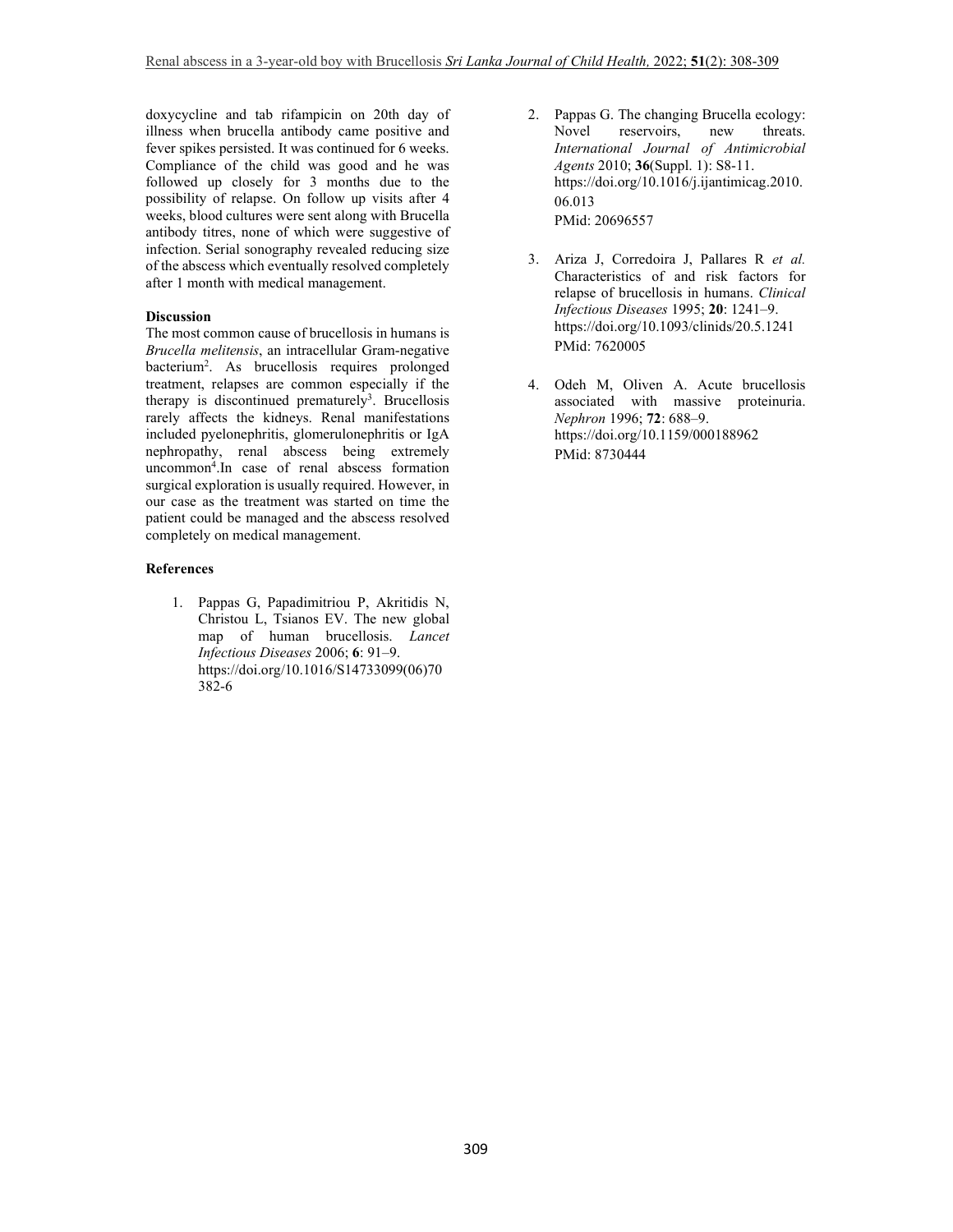doxycycline and tab rifampicin on 20th day of illness when brucella antibody came positive and fever spikes persisted. It was continued for 6 weeks. Compliance of the child was good and he was followed up closely for 3 months due to the possibility of relapse. On follow up visits after 4 weeks, blood cultures were sent along with Brucella antibody titres, none of which were suggestive of infection. Serial sonography revealed reducing size of the abscess which eventually resolved completely after 1 month with medical management.

**Discussion**

The most common cause of brucellosis in humans is *Brucella melitensis*, an intracellular Gram-negative bacterium[2]. As brucellosis requires prolonged treatment, relapses are common especially if the therapy is discontinued prematurely[3]. Brucellosis rarely affects the kidneys. Renal manifestations included pyelonephritis, glomerulonephritis or IgA nephropathy, renal abscess being extremely uncommon[4].In case of renal abscess formation surgical exploration is usually required. However, in our case as the treatment was started on time the patient could be managed and the abscess resolved completely on medical management.

**References**

1. Pappas G, Papadimitriou P, Akritidis N, Christou L, Tsianos EV. The new global map of human brucellosis. *Lancet Infectious Diseases* 2006; **6**: 91–9. https://doi.org/10.1016/S14733099(06)70382-6

2. Pappas G. The changing Brucella ecology: Novel reservoirs, new threats. *International Journal of Antimicrobial Agents* 2010; **36**(Suppl. 1): S8-11. https://doi.org/10.1016/j.ijantimicag.2010.06.013
PMid: 20696557

3. Ariza J, Corredoira J, Pallares R *et al.* Characteristics of and risk factors for relapse of brucellosis in humans. *Clinical Infectious Diseases* 1995; **20**: 1241–9. https://doi.org/10.1093/clinids/20.5.1241
PMid: 7620005

4. Odeh M, Oliven A. Acute brucellosis associated with massive proteinuria. *Nephron* 1996; **72**: 688–9. https://doi.org/10.1159/000188962
PMid: 8730444